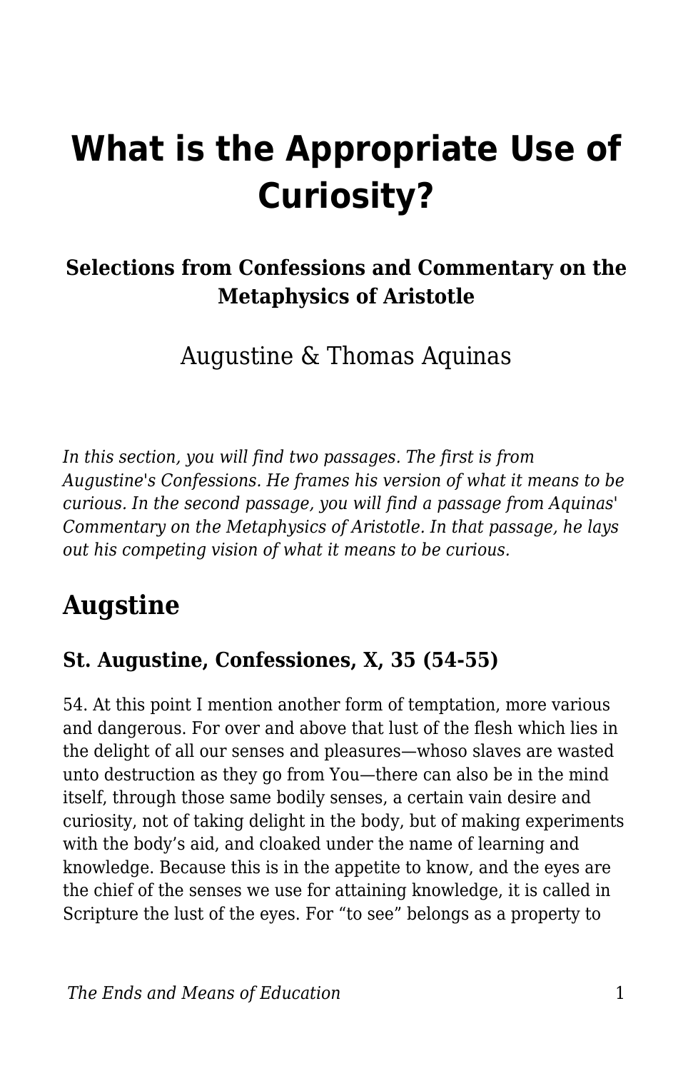# What is the Appropriate Use of Curiosity?

### Selections from Confessions and Commentary on the Metaphysics of Aristotle

Augustine & Thomas Aquinas

*In this section, you will find two passages. The first is from Augustine's Confessions. He frames his version of what it means to be curious. In the second passage, you will find a passage from Aquinas' Commentary on the Metaphysics of Aristotle. In that passage, he lays out his competing vision of what it means to be curious.*

## Augstine

### St. Augustine, Confessiones, X, 35 (54-55)

54. At this point I mention another form of temptation, more various and dangerous. For over and above that lust of the flesh which lies in the delight of all our senses and pleasures—whoso slaves are wasted unto destruction as they go from You—there can also be in the mind itself, through those same bodily senses, a certain vain desire and curiosity, not of taking delight in the body, but of making experiments with the body's aid, and cloaked under the name of learning and knowledge. Because this is in the appetite to know, and the eyes are the chief of the senses we use for attaining knowledge, it is called in Scripture the lust of the eyes. For "to see" belongs as a property to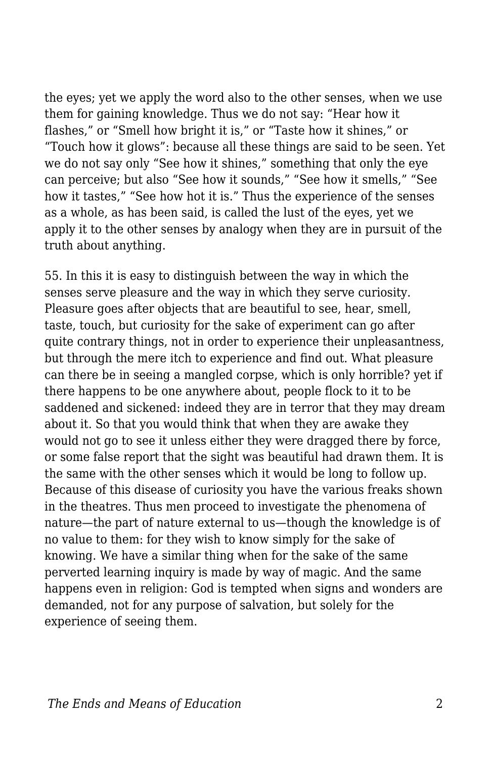the eyes; yet we apply the word also to the other senses, when we use them for gaining knowledge. Thus we do not say: “Hear how it flashes,” or “Smell how bright it is,” or “Taste how it shines,” or “Touch how it glows”: because all these things are said to be seen. Yet we do not say only “See how it shines,” something that only the eye can perceive; but also “See how it sounds,” “See how it smells,” “See how it tastes,” “See how hot it is.” Thus the experience of the senses as a whole, as has been said, is called the lust of the eyes, yet we apply it to the other senses by analogy when they are in pursuit of the truth about anything.

55. In this it is easy to distinguish between the way in which the senses serve pleasure and the way in which they serve curiosity. Pleasure goes after objects that are beautiful to see, hear, smell, taste, touch, but curiosity for the sake of experiment can go after quite contrary things, not in order to experience their unpleasantness, but through the mere itch to experience and find out. What pleasure can there be in seeing a mangled corpse, which is only horrible? yet if there happens to be one anywhere about, people flock to it to be saddened and sickened: indeed they are in terror that they may dream about it. So that you would think that when they are awake they would not go to see it unless either they were dragged there by force, or some false report that the sight was beautiful had drawn them. It is the same with the other senses which it would be long to follow up. Because of this disease of curiosity you have the various freaks shown in the theatres. Thus men proceed to investigate the phenomena of nature—the part of nature external to us—though the knowledge is of no value to them: for they wish to know simply for the sake of knowing. We have a similar thing when for the sake of the same perverted learning inquiry is made by way of magic. And the same happens even in religion: God is tempted when signs and wonders are demanded, not for any purpose of salvation, but solely for the experience of seeing them.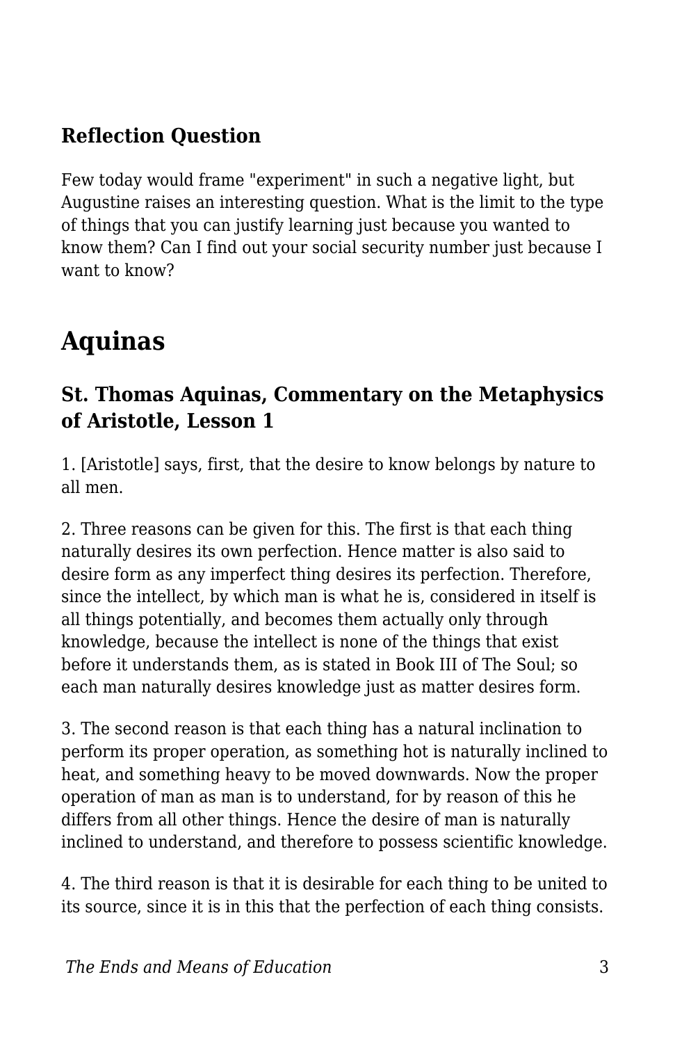### Reflection Question

Few today would frame "experiment" in such a negative light, but Augustine raises an interesting question. What is the limit to the type of things that you can justify learning just because you wanted to know them? Can I find out your social security number just because I want to know?

## Aquinas

### St. Thomas Aquinas, Commentary on the Metaphysics of Aristotle, Lesson 1

1. [Aristotle] says, first, that the desire to know belongs by nature to all men.

2. Three reasons can be given for this. The first is that each thing naturally desires its own perfection. Hence matter is also said to desire form as any imperfect thing desires its perfection. Therefore, since the intellect, by which man is what he is, considered in itself is all things potentially, and becomes them actually only through knowledge, because the intellect is none of the things that exist before it understands them, as is stated in Book III of The Soul; so each man naturally desires knowledge just as matter desires form.

3. The second reason is that each thing has a natural inclination to perform its proper operation, as something hot is naturally inclined to heat, and something heavy to be moved downwards. Now the proper operation of man as man is to understand, for by reason of this he differs from all other things. Hence the desire of man is naturally inclined to understand, and therefore to possess scientific knowledge.

4. The third reason is that it is desirable for each thing to be united to its source, since it is in this that the perfection of each thing consists.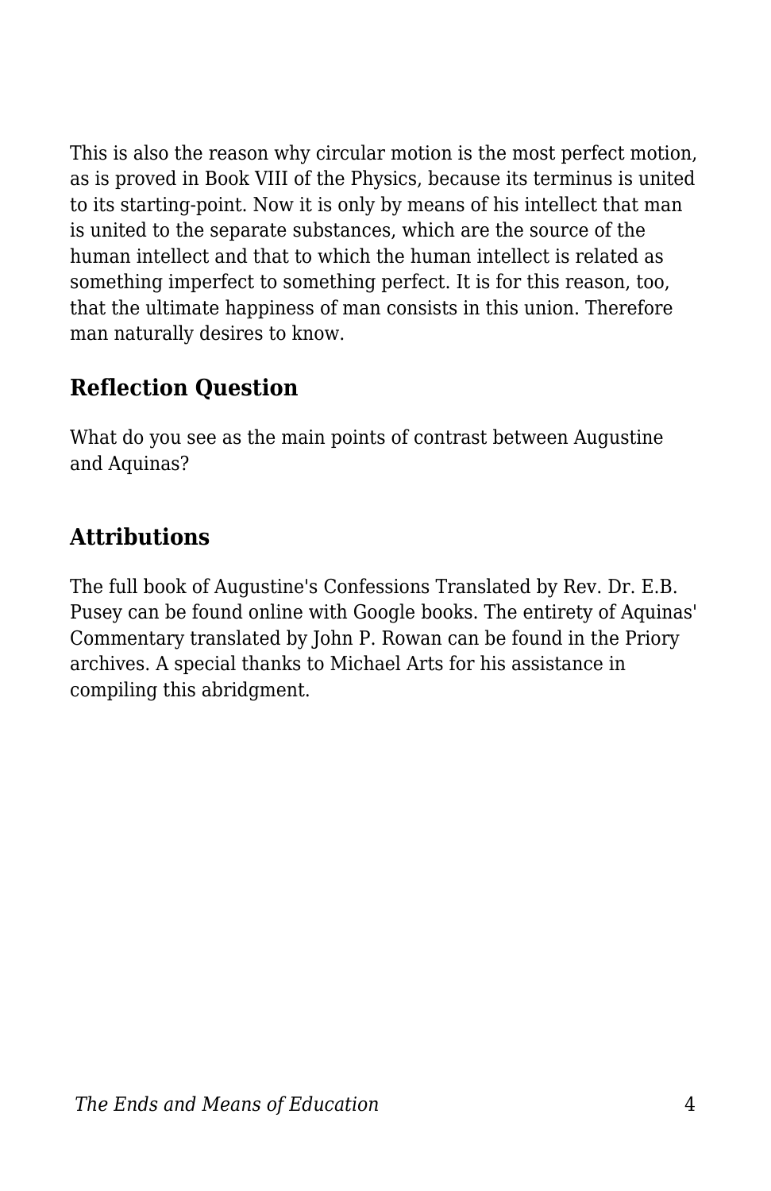This is also the reason why circular motion is the most perfect motion, as is proved in Book VIII of the Physics, because its terminus is united to its starting-point. Now it is only by means of his intellect that man is united to the separate substances, which are the source of the human intellect and that to which the human intellect is related as something imperfect to something perfect. It is for this reason, too, that the ultimate happiness of man consists in this union. Therefore man naturally desires to know.

## Reflection Question

What do you see as the main points of contrast between Augustine and Aquinas?

## Attributions

The full book of Augustine's Confessions Translated by Rev. Dr. E.B. Pusey can be found online with Google books. The entirety of Aquinas' Commentary translated by John P. Rowan can be found in the Priory archives. A special thanks to Michael Arts for his assistance in compiling this abridgment.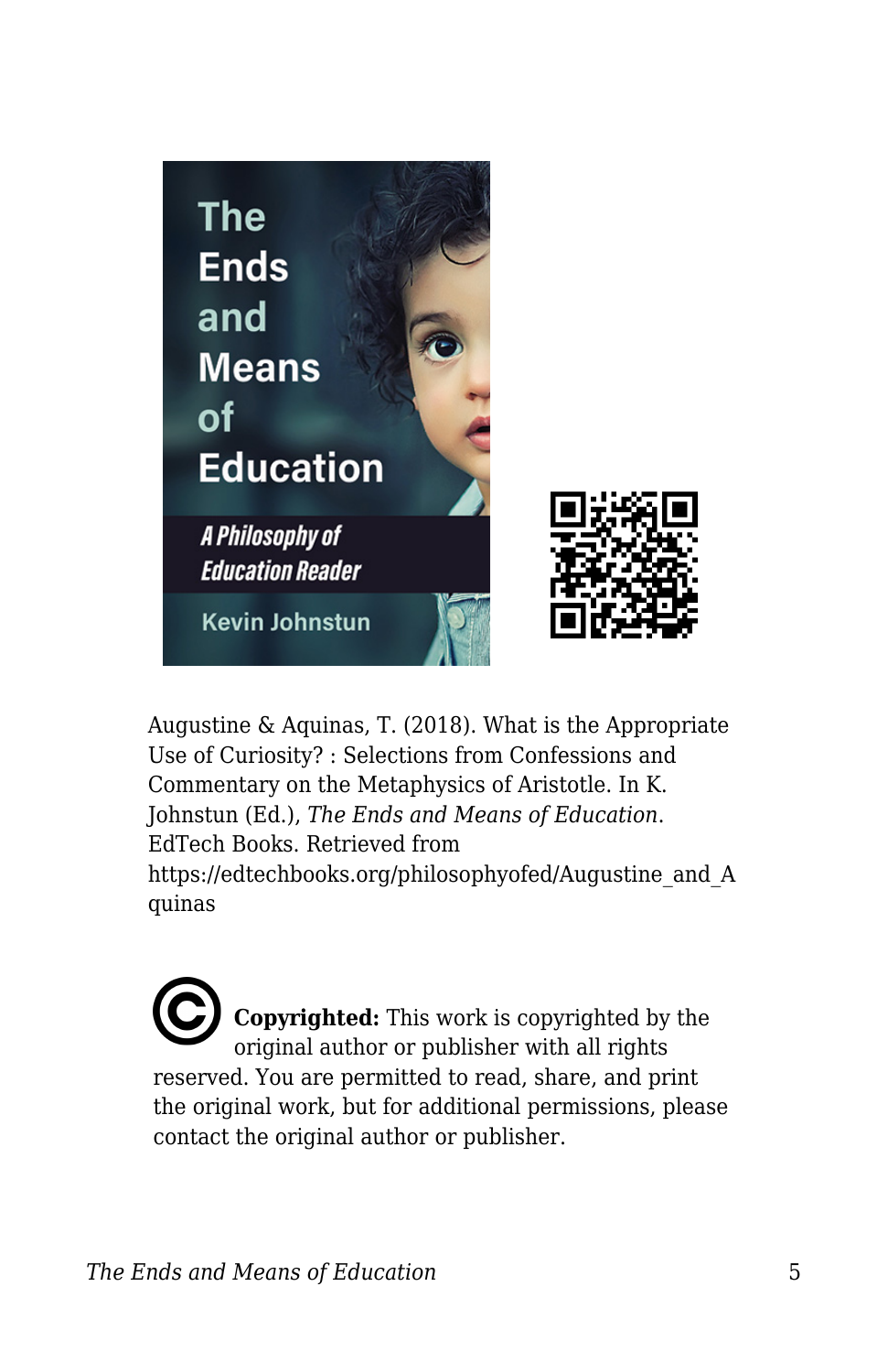Augustine & Aquinas, T. (2018). What is the Appropriate Use of Curiosity? : Selections from Confessions and Commentary on the Metaphysics of Aristotle. In K. Johnstun (Ed.), *The Ends and Means of Education*. EdTech Books. Retrieved from https://edtechbooks.org/philosophyofed/Augustine_and_Aquinas

**Copyrighted:** This work is copyrighted by the original author or publisher with all rights reserved. You are permitted to read, share, and print the original work, but for additional permissions, please contact the original author or publisher.